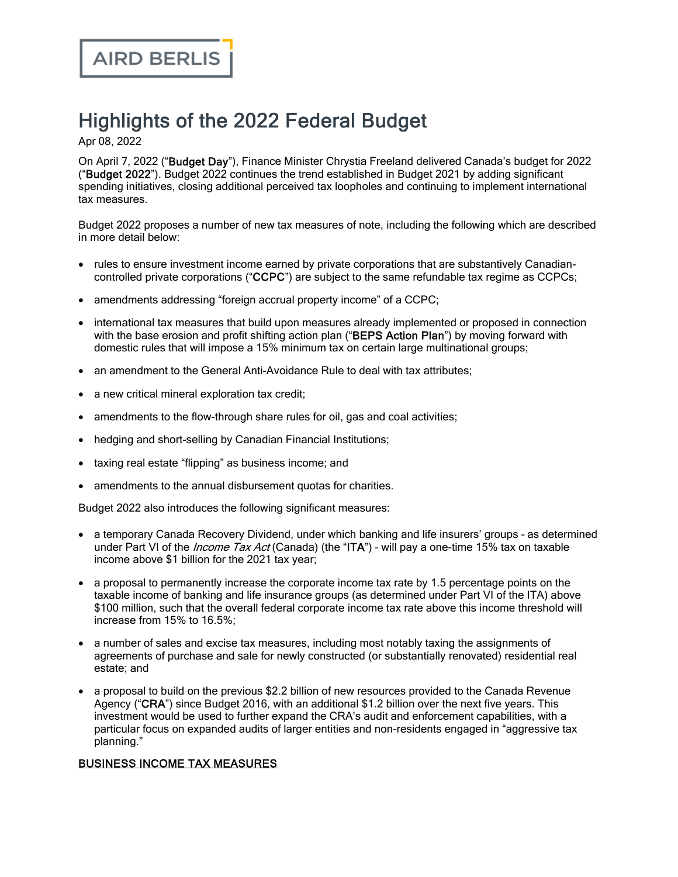AIRD BERLIS

# Highlights of the 2022 Federal Budget

Apr 08, 2022

On April 7, 2022 ("**Budget Day**"), Finance Minister Chrystia Freeland delivered Canada's budget for 2022 ("**Budget 2022**"). Budget 2022 continues the trend established in Budget 2021 by adding significant spending initiatives, closing additional perceived tax loopholes and continuing to implement international tax measures.

Budget 2022 proposes a number of new tax measures of note, including the following which are described in more detail below:

- rules to ensure investment income earned by private corporations that are substantively Canadian-controlled private corporations ("**CCPC**") are subject to the same refundable tax regime as CCPCs;
- amendments addressing "foreign accrual property income" of a CCPC;
- international tax measures that build upon measures already implemented or proposed in connection with the base erosion and profit shifting action plan ("**BEPS Action Plan**") by moving forward with domestic rules that will impose a 15% minimum tax on certain large multinational groups;
- an amendment to the General Anti-Avoidance Rule to deal with tax attributes;
- a new critical mineral exploration tax credit;
- amendments to the flow-through share rules for oil, gas and coal activities;
- hedging and short-selling by Canadian Financial Institutions;
- taxing real estate "flipping" as business income; and
- amendments to the annual disbursement quotas for charities.

Budget 2022 also introduces the following significant measures:

- a temporary Canada Recovery Dividend, under which banking and life insurers' groups – as determined under Part VI of the *Income Tax Act* (Canada) (the "**ITA**") – will pay a one-time 15% tax on taxable income above $1 billion for the 2021 tax year;
- a proposal to permanently increase the corporate income tax rate by 1.5 percentage points on the taxable income of banking and life insurance groups (as determined under Part VI of the ITA) above $100 million, such that the overall federal corporate income tax rate above this income threshold will increase from 15% to 16.5%;
- a number of sales and excise tax measures, including most notably taxing the assignments of agreements of purchase and sale for newly constructed (or substantially renovated) residential real estate; and
- a proposal to build on the previous $2.2 billion of new resources provided to the Canada Revenue Agency ("**CRA**") since Budget 2016, with an additional $1.2 billion over the next five years. This investment would be used to further expand the CRA's audit and enforcement capabilities, with a particular focus on expanded audits of larger entities and non-residents engaged in "aggressive tax planning."

## BUSINESS INCOME TAX MEASURES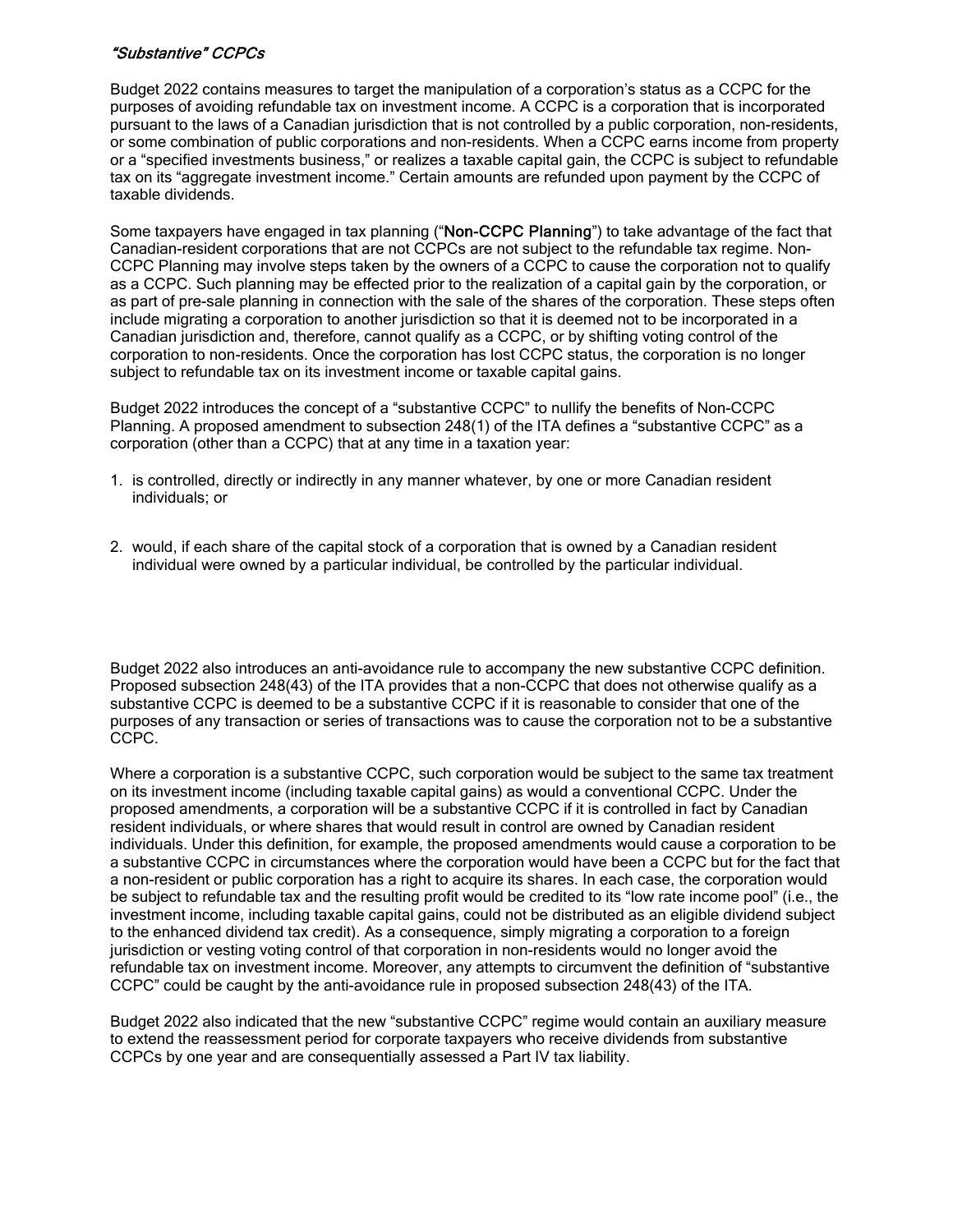### *"Substantive" CCPCs*

Budget 2022 contains measures to target the manipulation of a corporation's status as a CCPC for the purposes of avoiding refundable tax on investment income. A CCPC is a corporation that is incorporated pursuant to the laws of a Canadian jurisdiction that is not controlled by a public corporation, non-residents, or some combination of public corporations and non-residents. When a CCPC earns income from property or a "specified investments business," or realizes a taxable capital gain, the CCPC is subject to refundable tax on its "aggregate investment income." Certain amounts are refunded upon payment by the CCPC of taxable dividends.

Some taxpayers have engaged in tax planning ("**Non-CCPC Planning**") to take advantage of the fact that Canadian-resident corporations that are not CCPCs are not subject to the refundable tax regime. Non-CCPC Planning may involve steps taken by the owners of a CCPC to cause the corporation not to qualify as a CCPC. Such planning may be effected prior to the realization of a capital gain by the corporation, or as part of pre-sale planning in connection with the sale of the shares of the corporation. These steps often include migrating a corporation to another jurisdiction so that it is deemed not to be incorporated in a Canadian jurisdiction and, therefore, cannot qualify as a CCPC, or by shifting voting control of the corporation to non-residents. Once the corporation has lost CCPC status, the corporation is no longer subject to refundable tax on its investment income or taxable capital gains.

Budget 2022 introduces the concept of a "substantive CCPC" to nullify the benefits of Non-CCPC Planning. A proposed amendment to subsection 248(1) of the ITA defines a "substantive CCPC" as a corporation (other than a CCPC) that at any time in a taxation year:

1. is controlled, directly or indirectly in any manner whatever, by one or more Canadian resident individuals; or
2. would, if each share of the capital stock of a corporation that is owned by a Canadian resident individual were owned by a particular individual, be controlled by the particular individual.

Budget 2022 also introduces an anti-avoidance rule to accompany the new substantive CCPC definition. Proposed subsection 248(43) of the ITA provides that a non-CCPC that does not otherwise qualify as a substantive CCPC is deemed to be a substantive CCPC if it is reasonable to consider that one of the purposes of any transaction or series of transactions was to cause the corporation not to be a substantive CCPC.

Where a corporation is a substantive CCPC, such corporation would be subject to the same tax treatment on its investment income (including taxable capital gains) as would a conventional CCPC. Under the proposed amendments, a corporation will be a substantive CCPC if it is controlled in fact by Canadian resident individuals, or where shares that would result in control are owned by Canadian resident individuals. Under this definition, for example, the proposed amendments would cause a corporation to be a substantive CCPC in circumstances where the corporation would have been a CCPC but for the fact that a non-resident or public corporation has a right to acquire its shares. In each case, the corporation would be subject to refundable tax and the resulting profit would be credited to its "low rate income pool" (i.e., the investment income, including taxable capital gains, could not be distributed as an eligible dividend subject to the enhanced dividend tax credit). As a consequence, simply migrating a corporation to a foreign jurisdiction or vesting voting control of that corporation in non-residents would no longer avoid the refundable tax on investment income. Moreover, any attempts to circumvent the definition of "substantive CCPC" could be caught by the anti-avoidance rule in proposed subsection 248(43) of the ITA.

Budget 2022 also indicated that the new "substantive CCPC" regime would contain an auxiliary measure to extend the reassessment period for corporate taxpayers who receive dividends from substantive CCPCs by one year and are consequentially assessed a Part IV tax liability.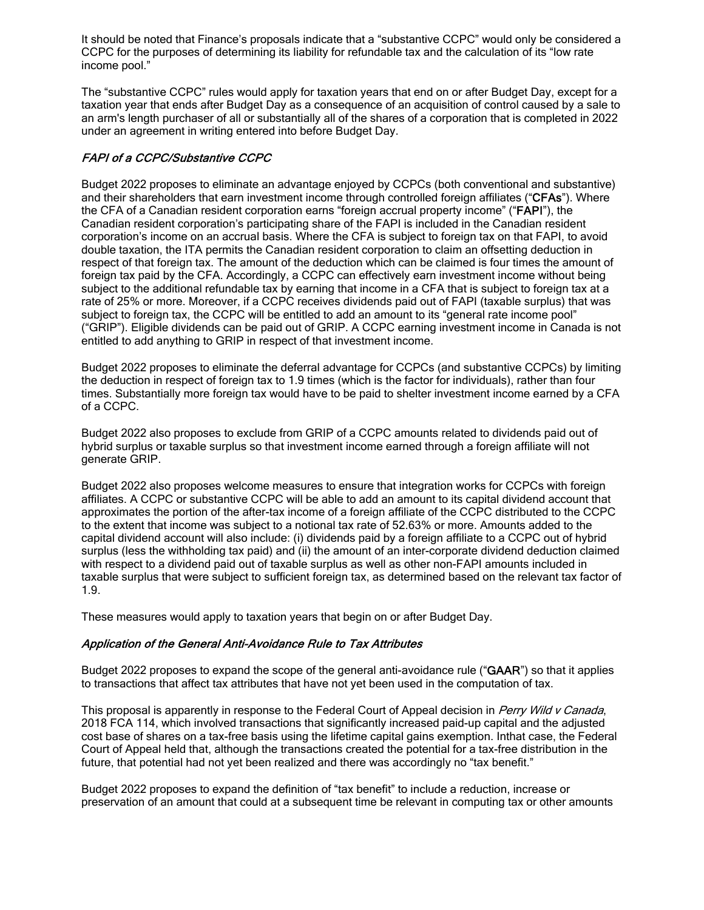It should be noted that Finance's proposals indicate that a "substantive CCPC" would only be considered a CCPC for the purposes of determining its liability for refundable tax and the calculation of its "low rate income pool."

The "substantive CCPC" rules would apply for taxation years that end on or after Budget Day, except for a taxation year that ends after Budget Day as a consequence of an acquisition of control caused by a sale to an arm's length purchaser of all or substantially all of the shares of a corporation that is completed in 2022 under an agreement in writing entered into before Budget Day.

### *FAPI of a CCPC/Substantive CCPC*

Budget 2022 proposes to eliminate an advantage enjoyed by CCPCs (both conventional and substantive) and their shareholders that earn investment income through controlled foreign affiliates ("**CFAs**"). Where the CFA of a Canadian resident corporation earns "foreign accrual property income" ("**FAPI**"), the Canadian resident corporation's participating share of the FAPI is included in the Canadian resident corporation's income on an accrual basis. Where the CFA is subject to foreign tax on that FAPI, to avoid double taxation, the ITA permits the Canadian resident corporation to claim an offsetting deduction in respect of that foreign tax. The amount of the deduction which can be claimed is four times the amount of foreign tax paid by the CFA. Accordingly, a CCPC can effectively earn investment income without being subject to the additional refundable tax by earning that income in a CFA that is subject to foreign tax at a rate of 25% or more. Moreover, if a CCPC receives dividends paid out of FAPI (taxable surplus) that was subject to foreign tax, the CCPC will be entitled to add an amount to its "general rate income pool" ("GRIP"). Eligible dividends can be paid out of GRIP. A CCPC earning investment income in Canada is not entitled to add anything to GRIP in respect of that investment income.

Budget 2022 proposes to eliminate the deferral advantage for CCPCs (and substantive CCPCs) by limiting the deduction in respect of foreign tax to 1.9 times (which is the factor for individuals), rather than four times. Substantially more foreign tax would have to be paid to shelter investment income earned by a CFA of a CCPC.

Budget 2022 also proposes to exclude from GRIP of a CCPC amounts related to dividends paid out of hybrid surplus or taxable surplus so that investment income earned through a foreign affiliate will not generate GRIP.

Budget 2022 also proposes welcome measures to ensure that integration works for CCPCs with foreign affiliates. A CCPC or substantive CCPC will be able to add an amount to its capital dividend account that approximates the portion of the after-tax income of a foreign affiliate of the CCPC distributed to the CCPC to the extent that income was subject to a notional tax rate of 52.63% or more. Amounts added to the capital dividend account will also include: (i) dividends paid by a foreign affiliate to a CCPC out of hybrid surplus (less the withholding tax paid) and (ii) the amount of an inter-corporate dividend deduction claimed with respect to a dividend paid out of taxable surplus as well as other non-FAPI amounts included in taxable surplus that were subject to sufficient foreign tax, as determined based on the relevant tax factor of 1.9.

These measures would apply to taxation years that begin on or after Budget Day.

### *Application of the General Anti-Avoidance Rule to Tax Attributes*

Budget 2022 proposes to expand the scope of the general anti-avoidance rule ("**GAAR**") so that it applies to transactions that affect tax attributes that have not yet been used in the computation of tax.

This proposal is apparently in response to the Federal Court of Appeal decision in *Perry Wild v Canada*, 2018 FCA 114, which involved transactions that significantly increased paid-up capital and the adjusted cost base of shares on a tax-free basis using the lifetime capital gains exemption. Inthat case, the Federal Court of Appeal held that, although the transactions created the potential for a tax-free distribution in the future, that potential had not yet been realized and there was accordingly no "tax benefit."

Budget 2022 proposes to expand the definition of "tax benefit" to include a reduction, increase or preservation of an amount that could at a subsequent time be relevant in computing tax or other amounts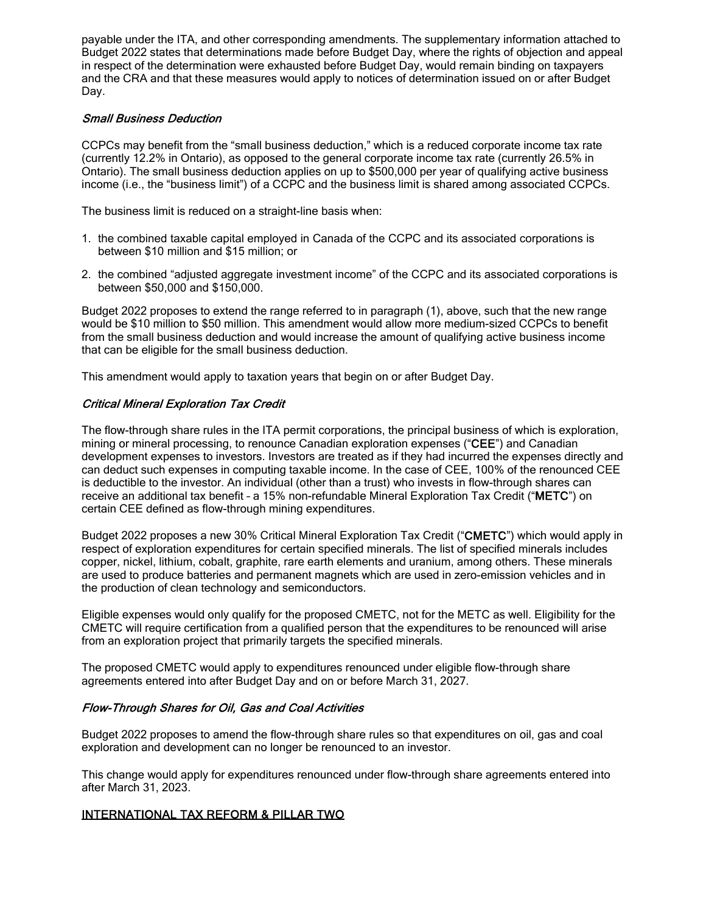payable under the ITA, and other corresponding amendments. The supplementary information attached to Budget 2022 states that determinations made before Budget Day, where the rights of objection and appeal in respect of the determination were exhausted before Budget Day, would remain binding on taxpayers and the CRA and that these measures would apply to notices of determination issued on or after Budget Day.

### *Small Business Deduction*

CCPCs may benefit from the "small business deduction," which is a reduced corporate income tax rate (currently 12.2% in Ontario), as opposed to the general corporate income tax rate (currently 26.5% in Ontario). The small business deduction applies on up to $500,000 per year of qualifying active business income (i.e., the "business limit") of a CCPC and the business limit is shared among associated CCPCs.

The business limit is reduced on a straight-line basis when:

1. the combined taxable capital employed in Canada of the CCPC and its associated corporations is between $10 million and $15 million; or
2. the combined "adjusted aggregate investment income" of the CCPC and its associated corporations is between $50,000 and $150,000.

Budget 2022 proposes to extend the range referred to in paragraph (1), above, such that the new range would be $10 million to $50 million. This amendment would allow more medium-sized CCPCs to benefit from the small business deduction and would increase the amount of qualifying active business income that can be eligible for the small business deduction.

This amendment would apply to taxation years that begin on or after Budget Day.

### *Critical Mineral Exploration Tax Credit*

The flow-through share rules in the ITA permit corporations, the principal business of which is exploration, mining or mineral processing, to renounce Canadian exploration expenses ("**CEE**") and Canadian development expenses to investors. Investors are treated as if they had incurred the expenses directly and can deduct such expenses in computing taxable income. In the case of CEE, 100% of the renounced CEE is deductible to the investor. An individual (other than a trust) who invests in flow-through shares can receive an additional tax benefit – a 15% non-refundable Mineral Exploration Tax Credit ("**METC**") on certain CEE defined as flow-through mining expenditures.

Budget 2022 proposes a new 30% Critical Mineral Exploration Tax Credit ("**CMETC**") which would apply in respect of exploration expenditures for certain specified minerals. The list of specified minerals includes copper, nickel, lithium, cobalt, graphite, rare earth elements and uranium, among others. These minerals are used to produce batteries and permanent magnets which are used in zero-emission vehicles and in the production of clean technology and semiconductors.

Eligible expenses would only qualify for the proposed CMETC, not for the METC as well. Eligibility for the CMETC will require certification from a qualified person that the expenditures to be renounced will arise from an exploration project that primarily targets the specified minerals.

The proposed CMETC would apply to expenditures renounced under eligible flow-through share agreements entered into after Budget Day and on or before March 31, 2027.

### *Flow-Through Shares for Oil, Gas and Coal Activities*

Budget 2022 proposes to amend the flow-through share rules so that expenditures on oil, gas and coal exploration and development can no longer be renounced to an investor.

This change would apply for expenditures renounced under flow-through share agreements entered into after March 31, 2023.

## INTERNATIONAL TAX REFORM & PILLAR TWO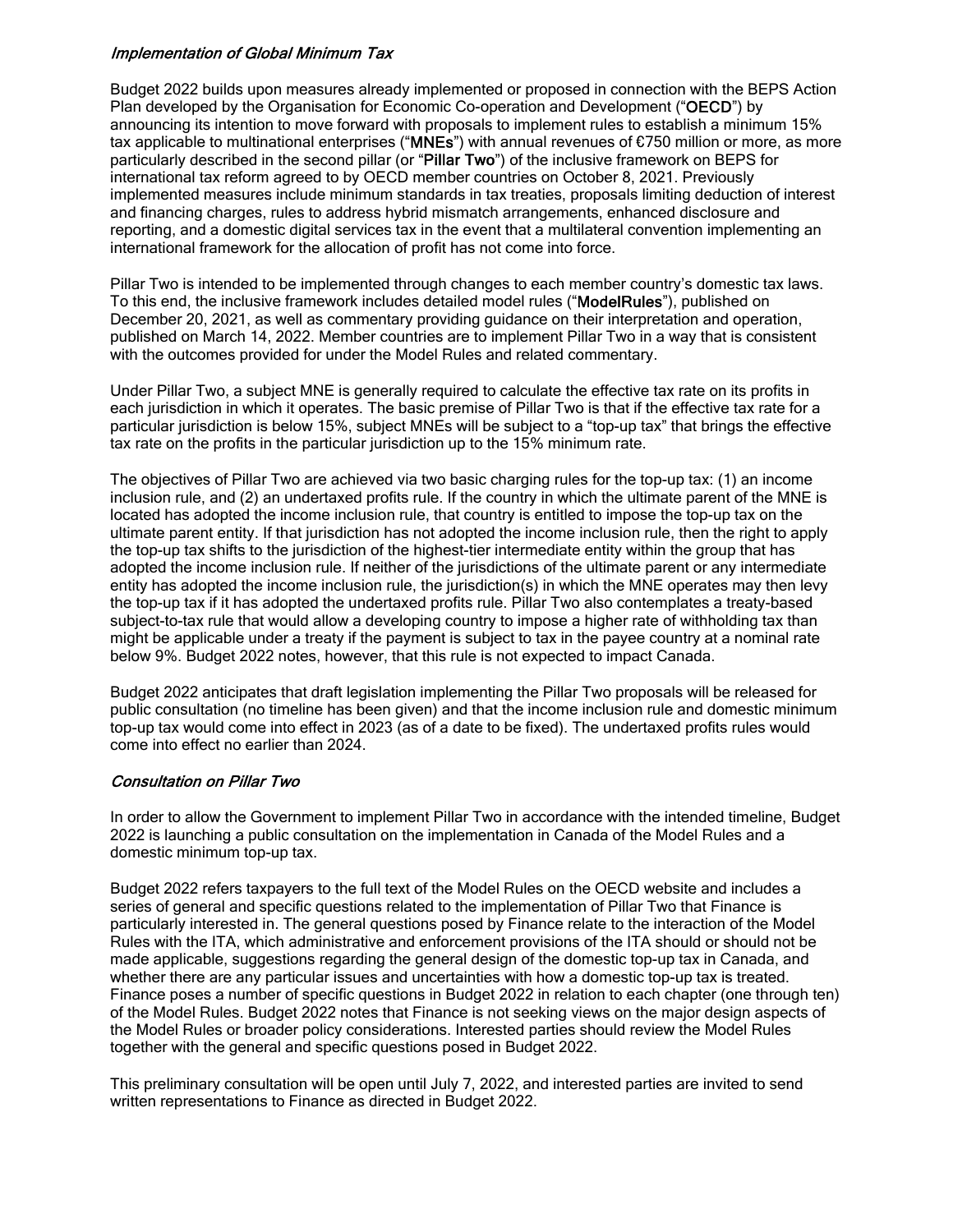### *Implementation of Global Minimum Tax*

Budget 2022 builds upon measures already implemented or proposed in connection with the BEPS Action Plan developed by the Organisation for Economic Co-operation and Development ("**OECD**") by announcing its intention to move forward with proposals to implement rules to establish a minimum 15% tax applicable to multinational enterprises ("**MNEs**") with annual revenues of €750 million or more, as more particularly described in the second pillar (or "**Pillar Two**") of the inclusive framework on BEPS for international tax reform agreed to by OECD member countries on October 8, 2021. Previously implemented measures include minimum standards in tax treaties, proposals limiting deduction of interest and financing charges, rules to address hybrid mismatch arrangements, enhanced disclosure and reporting, and a domestic digital services tax in the event that a multilateral convention implementing an international framework for the allocation of profit has not come into force.

Pillar Two is intended to be implemented through changes to each member country's domestic tax laws. To this end, the inclusive framework includes detailed model rules ("**ModelRules**"), published on December 20, 2021, as well as commentary providing guidance on their interpretation and operation, published on March 14, 2022. Member countries are to implement Pillar Two in a way that is consistent with the outcomes provided for under the Model Rules and related commentary.

Under Pillar Two, a subject MNE is generally required to calculate the effective tax rate on its profits in each jurisdiction in which it operates. The basic premise of Pillar Two is that if the effective tax rate for a particular jurisdiction is below 15%, subject MNEs will be subject to a "top-up tax" that brings the effective tax rate on the profits in the particular jurisdiction up to the 15% minimum rate.

The objectives of Pillar Two are achieved via two basic charging rules for the top-up tax: (1) an income inclusion rule, and (2) an undertaxed profits rule. If the country in which the ultimate parent of the MNE is located has adopted the income inclusion rule, that country is entitled to impose the top-up tax on the ultimate parent entity. If that jurisdiction has not adopted the income inclusion rule, then the right to apply the top-up tax shifts to the jurisdiction of the highest-tier intermediate entity within the group that has adopted the income inclusion rule. If neither of the jurisdictions of the ultimate parent or any intermediate entity has adopted the income inclusion rule, the jurisdiction(s) in which the MNE operates may then levy the top-up tax if it has adopted the undertaxed profits rule. Pillar Two also contemplates a treaty-based subject-to-tax rule that would allow a developing country to impose a higher rate of withholding tax than might be applicable under a treaty if the payment is subject to tax in the payee country at a nominal rate below 9%. Budget 2022 notes, however, that this rule is not expected to impact Canada.

Budget 2022 anticipates that draft legislation implementing the Pillar Two proposals will be released for public consultation (no timeline has been given) and that the income inclusion rule and domestic minimum top-up tax would come into effect in 2023 (as of a date to be fixed). The undertaxed profits rules would come into effect no earlier than 2024.

### *Consultation on Pillar Two*

In order to allow the Government to implement Pillar Two in accordance with the intended timeline, Budget 2022 is launching a public consultation on the implementation in Canada of the Model Rules and a domestic minimum top-up tax.

Budget 2022 refers taxpayers to the full text of the Model Rules on the OECD website and includes a series of general and specific questions related to the implementation of Pillar Two that Finance is particularly interested in. The general questions posed by Finance relate to the interaction of the Model Rules with the ITA, which administrative and enforcement provisions of the ITA should or should not be made applicable, suggestions regarding the general design of the domestic top-up tax in Canada, and whether there are any particular issues and uncertainties with how a domestic top-up tax is treated. Finance poses a number of specific questions in Budget 2022 in relation to each chapter (one through ten) of the Model Rules. Budget 2022 notes that Finance is not seeking views on the major design aspects of the Model Rules or broader policy considerations. Interested parties should review the Model Rules together with the general and specific questions posed in Budget 2022.

This preliminary consultation will be open until July 7, 2022, and interested parties are invited to send written representations to Finance as directed in Budget 2022.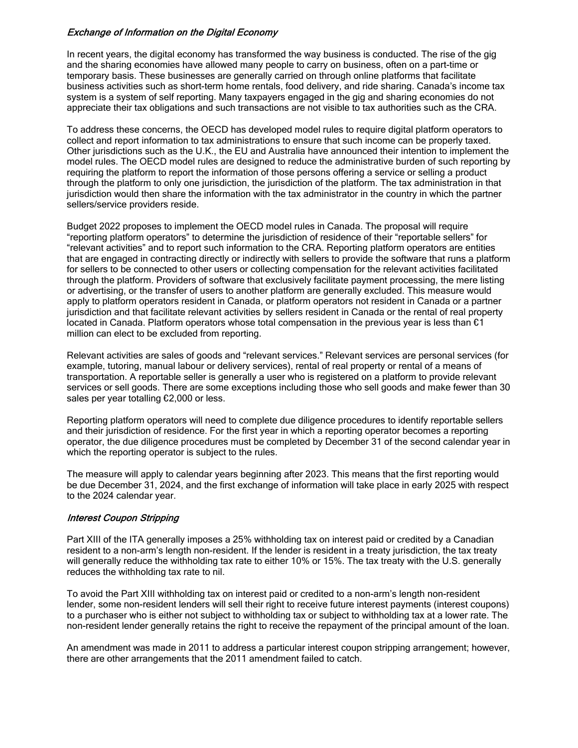### *Exchange of Information on the Digital Economy*

In recent years, the digital economy has transformed the way business is conducted. The rise of the gig and the sharing economies have allowed many people to carry on business, often on a part-time or temporary basis. These businesses are generally carried on through online platforms that facilitate business activities such as short-term home rentals, food delivery, and ride sharing. Canada's income tax system is a system of self reporting. Many taxpayers engaged in the gig and sharing economies do not appreciate their tax obligations and such transactions are not visible to tax authorities such as the CRA.

To address these concerns, the OECD has developed model rules to require digital platform operators to collect and report information to tax administrations to ensure that such income can be properly taxed. Other jurisdictions such as the U.K., the EU and Australia have announced their intention to implement the model rules. The OECD model rules are designed to reduce the administrative burden of such reporting by requiring the platform to report the information of those persons offering a service or selling a product through the platform to only one jurisdiction, the jurisdiction of the platform. The tax administration in that jurisdiction would then share the information with the tax administrator in the country in which the partner sellers/service providers reside.

Budget 2022 proposes to implement the OECD model rules in Canada. The proposal will require "reporting platform operators" to determine the jurisdiction of residence of their "reportable sellers" for "relevant activities" and to report such information to the CRA. Reporting platform operators are entities that are engaged in contracting directly or indirectly with sellers to provide the software that runs a platform for sellers to be connected to other users or collecting compensation for the relevant activities facilitated through the platform. Providers of software that exclusively facilitate payment processing, the mere listing or advertising, or the transfer of users to another platform are generally excluded. This measure would apply to platform operators resident in Canada, or platform operators not resident in Canada or a partner jurisdiction and that facilitate relevant activities by sellers resident in Canada or the rental of real property located in Canada. Platform operators whose total compensation in the previous year is less than €1 million can elect to be excluded from reporting.

Relevant activities are sales of goods and "relevant services." Relevant services are personal services (for example, tutoring, manual labour or delivery services), rental of real property or rental of a means of transportation. A reportable seller is generally a user who is registered on a platform to provide relevant services or sell goods. There are some exceptions including those who sell goods and make fewer than 30 sales per year totalling €2,000 or less.

Reporting platform operators will need to complete due diligence procedures to identify reportable sellers and their jurisdiction of residence. For the first year in which a reporting operator becomes a reporting operator, the due diligence procedures must be completed by December 31 of the second calendar year in which the reporting operator is subject to the rules.

The measure will apply to calendar years beginning after 2023. This means that the first reporting would be due December 31, 2024, and the first exchange of information will take place in early 2025 with respect to the 2024 calendar year.

### *Interest Coupon Stripping*

Part XIII of the ITA generally imposes a 25% withholding tax on interest paid or credited by a Canadian resident to a non-arm's length non-resident. If the lender is resident in a treaty jurisdiction, the tax treaty will generally reduce the withholding tax rate to either 10% or 15%. The tax treaty with the U.S. generally reduces the withholding tax rate to nil.

To avoid the Part XIII withholding tax on interest paid or credited to a non-arm's length non-resident lender, some non-resident lenders will sell their right to receive future interest payments (interest coupons) to a purchaser who is either not subject to withholding tax or subject to withholding tax at a lower rate. The non-resident lender generally retains the right to receive the repayment of the principal amount of the loan.

An amendment was made in 2011 to address a particular interest coupon stripping arrangement; however, there are other arrangements that the 2011 amendment failed to catch.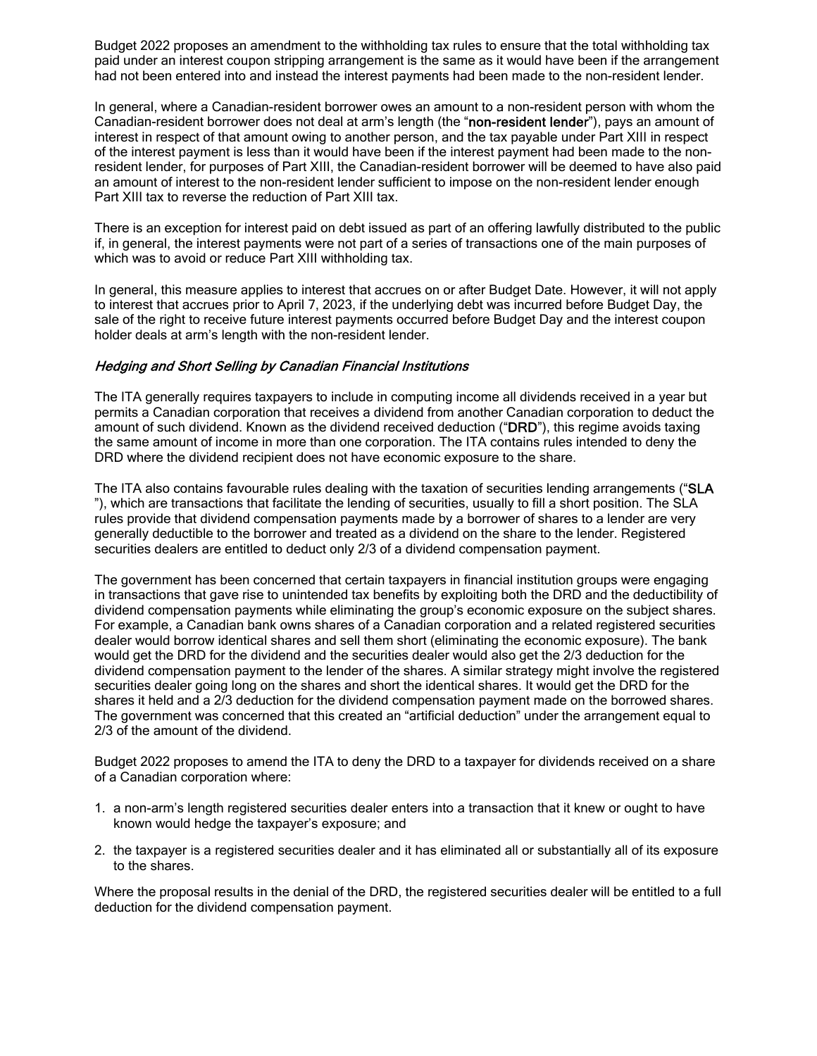Budget 2022 proposes an amendment to the withholding tax rules to ensure that the total withholding tax paid under an interest coupon stripping arrangement is the same as it would have been if the arrangement had not been entered into and instead the interest payments had been made to the non-resident lender.

In general, where a Canadian-resident borrower owes an amount to a non-resident person with whom the Canadian-resident borrower does not deal at arm's length (the "**non-resident lender**"), pays an amount of interest in respect of that amount owing to another person, and the tax payable under Part XIII in respect of the interest payment is less than it would have been if the interest payment had been made to the non-resident lender, for purposes of Part XIII, the Canadian-resident borrower will be deemed to have also paid an amount of interest to the non-resident lender sufficient to impose on the non-resident lender enough Part XIII tax to reverse the reduction of Part XIII tax.

There is an exception for interest paid on debt issued as part of an offering lawfully distributed to the public if, in general, the interest payments were not part of a series of transactions one of the main purposes of which was to avoid or reduce Part XIII withholding tax.

In general, this measure applies to interest that accrues on or after Budget Date. However, it will not apply to interest that accrues prior to April 7, 2023, if the underlying debt was incurred before Budget Day, the sale of the right to receive future interest payments occurred before Budget Day and the interest coupon holder deals at arm's length with the non-resident lender.

### *Hedging and Short Selling by Canadian Financial Institutions*

The ITA generally requires taxpayers to include in computing income all dividends received in a year but permits a Canadian corporation that receives a dividend from another Canadian corporation to deduct the amount of such dividend. Known as the dividend received deduction ("**DRD**"), this regime avoids taxing the same amount of income in more than one corporation. The ITA contains rules intended to deny the DRD where the dividend recipient does not have economic exposure to the share.

The ITA also contains favourable rules dealing with the taxation of securities lending arrangements ("**SLA** "), which are transactions that facilitate the lending of securities, usually to fill a short position. The SLA rules provide that dividend compensation payments made by a borrower of shares to a lender are very generally deductible to the borrower and treated as a dividend on the share to the lender. Registered securities dealers are entitled to deduct only 2/3 of a dividend compensation payment.

The government has been concerned that certain taxpayers in financial institution groups were engaging in transactions that gave rise to unintended tax benefits by exploiting both the DRD and the deductibility of dividend compensation payments while eliminating the group's economic exposure on the subject shares. For example, a Canadian bank owns shares of a Canadian corporation and a related registered securities dealer would borrow identical shares and sell them short (eliminating the economic exposure). The bank would get the DRD for the dividend and the securities dealer would also get the 2/3 deduction for the dividend compensation payment to the lender of the shares. A similar strategy might involve the registered securities dealer going long on the shares and short the identical shares. It would get the DRD for the shares it held and a 2/3 deduction for the dividend compensation payment made on the borrowed shares. The government was concerned that this created an "artificial deduction" under the arrangement equal to 2/3 of the amount of the dividend.

Budget 2022 proposes to amend the ITA to deny the DRD to a taxpayer for dividends received on a share of a Canadian corporation where:

1. a non-arm's length registered securities dealer enters into a transaction that it knew or ought to have known would hedge the taxpayer's exposure; and
2. the taxpayer is a registered securities dealer and it has eliminated all or substantially all of its exposure to the shares.

Where the proposal results in the denial of the DRD, the registered securities dealer will be entitled to a full deduction for the dividend compensation payment.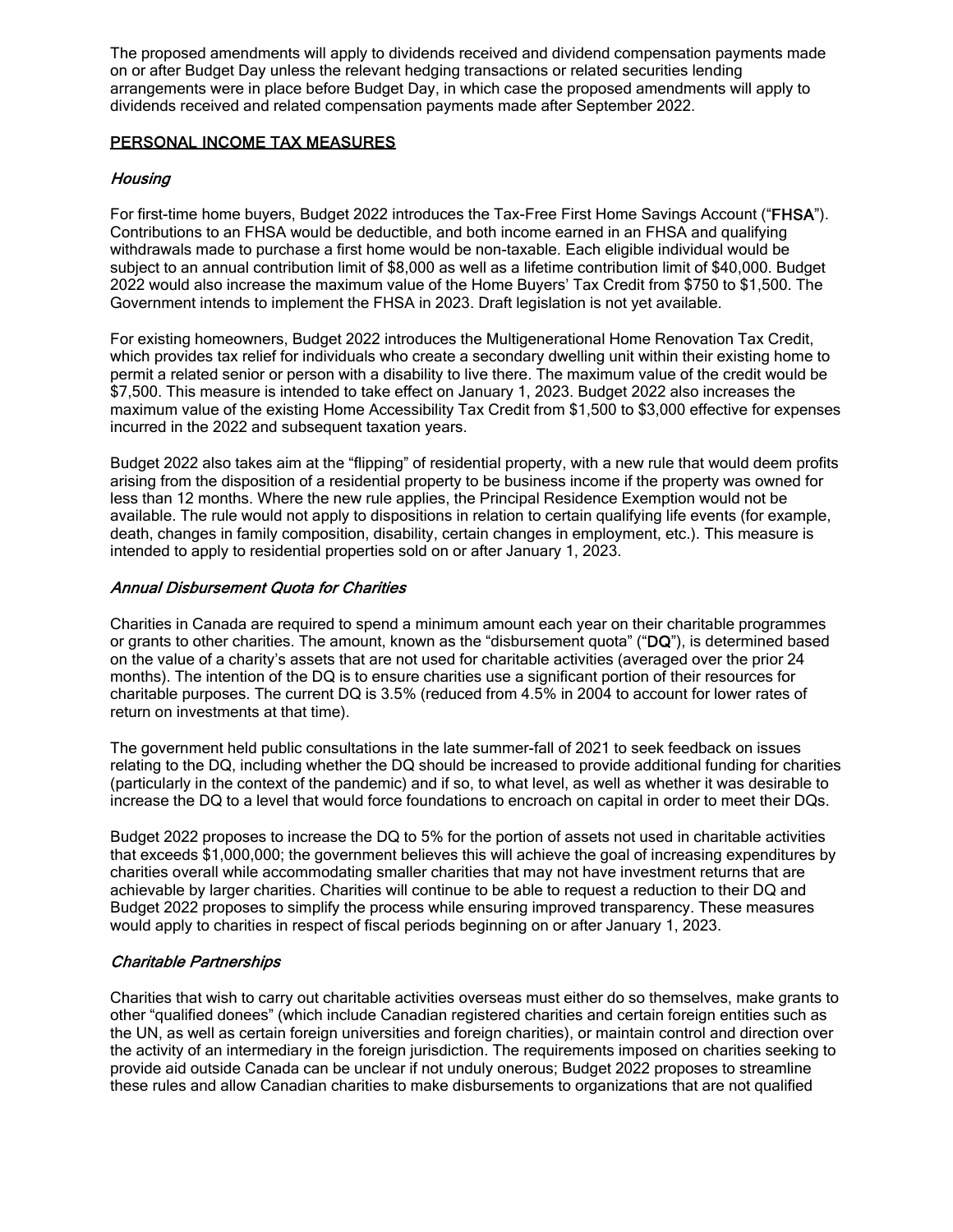The proposed amendments will apply to dividends received and dividend compensation payments made on or after Budget Day unless the relevant hedging transactions or related securities lending arrangements were in place before Budget Day, in which case the proposed amendments will apply to dividends received and related compensation payments made after September 2022.

## PERSONAL INCOME TAX MEASURES

### *Housing*

For first-time home buyers, Budget 2022 introduces the Tax-Free First Home Savings Account ("**FHSA**"). Contributions to an FHSA would be deductible, and both income earned in an FHSA and qualifying withdrawals made to purchase a first home would be non-taxable. Each eligible individual would be subject to an annual contribution limit of $8,000 as well as a lifetime contribution limit of $40,000. Budget 2022 would also increase the maximum value of the Home Buyers' Tax Credit from $750 to $1,500. The Government intends to implement the FHSA in 2023. Draft legislation is not yet available.

For existing homeowners, Budget 2022 introduces the Multigenerational Home Renovation Tax Credit, which provides tax relief for individuals who create a secondary dwelling unit within their existing home to permit a related senior or person with a disability to live there. The maximum value of the credit would be $7,500. This measure is intended to take effect on January 1, 2023. Budget 2022 also increases the maximum value of the existing Home Accessibility Tax Credit from $1,500 to $3,000 effective for expenses incurred in the 2022 and subsequent taxation years.

Budget 2022 also takes aim at the "flipping" of residential property, with a new rule that would deem profits arising from the disposition of a residential property to be business income if the property was owned for less than 12 months. Where the new rule applies, the Principal Residence Exemption would not be available. The rule would not apply to dispositions in relation to certain qualifying life events (for example, death, changes in family composition, disability, certain changes in employment, etc.). This measure is intended to apply to residential properties sold on or after January 1, 2023.

### *Annual Disbursement Quota for Charities*

Charities in Canada are required to spend a minimum amount each year on their charitable programmes or grants to other charities. The amount, known as the "disbursement quota" ("**DQ**"), is determined based on the value of a charity's assets that are not used for charitable activities (averaged over the prior 24 months). The intention of the DQ is to ensure charities use a significant portion of their resources for charitable purposes. The current DQ is 3.5% (reduced from 4.5% in 2004 to account for lower rates of return on investments at that time).

The government held public consultations in the late summer-fall of 2021 to seek feedback on issues relating to the DQ, including whether the DQ should be increased to provide additional funding for charities (particularly in the context of the pandemic) and if so, to what level, as well as whether it was desirable to increase the DQ to a level that would force foundations to encroach on capital in order to meet their DQs.

Budget 2022 proposes to increase the DQ to 5% for the portion of assets not used in charitable activities that exceeds $1,000,000; the government believes this will achieve the goal of increasing expenditures by charities overall while accommodating smaller charities that may not have investment returns that are achievable by larger charities. Charities will continue to be able to request a reduction to their DQ and Budget 2022 proposes to simplify the process while ensuring improved transparency. These measures would apply to charities in respect of fiscal periods beginning on or after January 1, 2023.

### *Charitable Partnerships*

Charities that wish to carry out charitable activities overseas must either do so themselves, make grants to other "qualified donees" (which include Canadian registered charities and certain foreign entities such as the UN, as well as certain foreign universities and foreign charities), or maintain control and direction over the activity of an intermediary in the foreign jurisdiction. The requirements imposed on charities seeking to provide aid outside Canada can be unclear if not unduly onerous; Budget 2022 proposes to streamline these rules and allow Canadian charities to make disbursements to organizations that are not qualified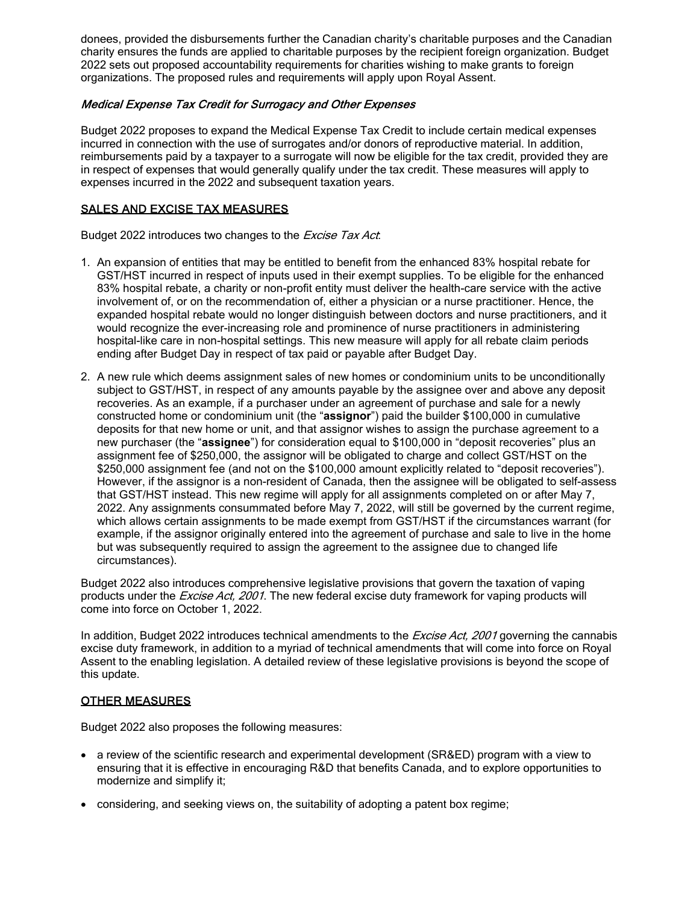donees, provided the disbursements further the Canadian charity's charitable purposes and the Canadian charity ensures the funds are applied to charitable purposes by the recipient foreign organization. Budget 2022 sets out proposed accountability requirements for charities wishing to make grants to foreign organizations. The proposed rules and requirements will apply upon Royal Assent.

### *Medical Expense Tax Credit for Surrogacy and Other Expenses*

Budget 2022 proposes to expand the Medical Expense Tax Credit to include certain medical expenses incurred in connection with the use of surrogates and/or donors of reproductive material. In addition, reimbursements paid by a taxpayer to a surrogate will now be eligible for the tax credit, provided they are in respect of expenses that would generally qualify under the tax credit. These measures will apply to expenses incurred in the 2022 and subsequent taxation years.

## SALES AND EXCISE TAX MEASURES

Budget 2022 introduces two changes to the *Excise Tax Act*:

1. An expansion of entities that may be entitled to benefit from the enhanced 83% hospital rebate for GST/HST incurred in respect of inputs used in their exempt supplies. To be eligible for the enhanced 83% hospital rebate, a charity or non-profit entity must deliver the health-care service with the active involvement of, or on the recommendation of, either a physician or a nurse practitioner. Hence, the expanded hospital rebate would no longer distinguish between doctors and nurse practitioners, and it would recognize the ever-increasing role and prominence of nurse practitioners in administering hospital-like care in non-hospital settings. This new measure will apply for all rebate claim periods ending after Budget Day in respect of tax paid or payable after Budget Day.
2. A new rule which deems assignment sales of new homes or condominium units to be unconditionally subject to GST/HST, in respect of any amounts payable by the assignee over and above any deposit recoveries. As an example, if a purchaser under an agreement of purchase and sale for a newly constructed home or condominium unit (the "**assignor**") paid the builder $100,000 in cumulative deposits for that new home or unit, and that assignor wishes to assign the purchase agreement to a new purchaser (the "**assignee**") for consideration equal to $100,000 in "deposit recoveries" plus an assignment fee of $250,000, the assignor will be obligated to charge and collect GST/HST on the $250,000 assignment fee (and not on the $100,000 amount explicitly related to "deposit recoveries"). However, if the assignor is a non-resident of Canada, then the assignee will be obligated to self-assess that GST/HST instead. This new regime will apply for all assignments completed on or after May 7, 2022. Any assignments consummated before May 7, 2022, will still be governed by the current regime, which allows certain assignments to be made exempt from GST/HST if the circumstances warrant (for example, if the assignor originally entered into the agreement of purchase and sale to live in the home but was subsequently required to assign the agreement to the assignee due to changed life circumstances).

Budget 2022 also introduces comprehensive legislative provisions that govern the taxation of vaping products under the *Excise Act, 2001*. The new federal excise duty framework for vaping products will come into force on October 1, 2022.

In addition, Budget 2022 introduces technical amendments to the *Excise Act, 2001* governing the cannabis excise duty framework, in addition to a myriad of technical amendments that will come into force on Royal Assent to the enabling legislation. A detailed review of these legislative provisions is beyond the scope of this update.

## OTHER MEASURES

Budget 2022 also proposes the following measures:

- a review of the scientific research and experimental development (SR&ED) program with a view to ensuring that it is effective in encouraging R&D that benefits Canada, and to explore opportunities to modernize and simplify it;
- considering, and seeking views on, the suitability of adopting a patent box regime;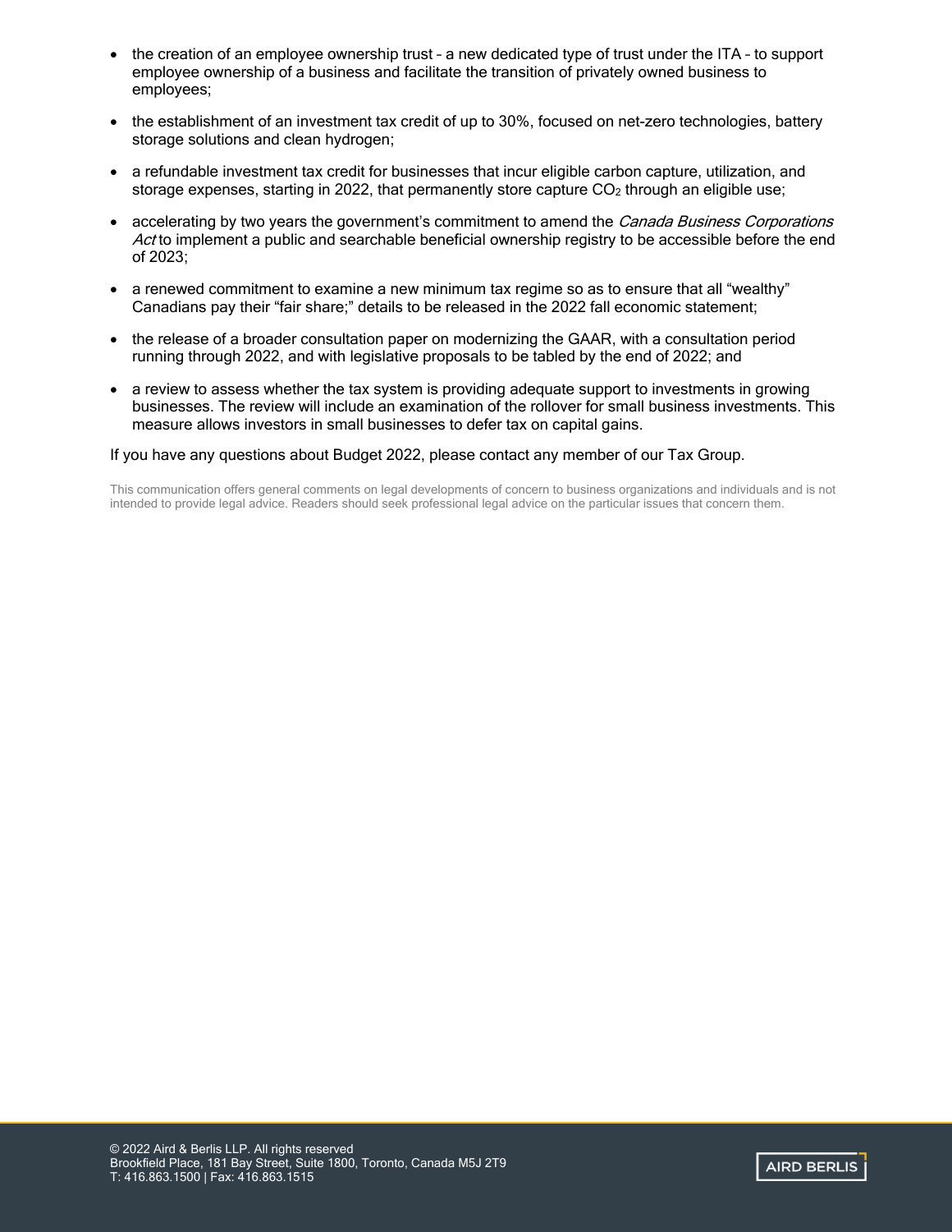- the creation of an employee ownership trust – a new dedicated type of trust under the ITA – to support employee ownership of a business and facilitate the transition of privately owned business to employees;
- the establishment of an investment tax credit of up to 30%, focused on net-zero technologies, battery storage solutions and clean hydrogen;
- a refundable investment tax credit for businesses that incur eligible carbon capture, utilization, and storage expenses, starting in 2022, that permanently store capture $CO_2$ through an eligible use;
- accelerating by two years the government's commitment to amend the *Canada Business Corporations Act* to implement a public and searchable beneficial ownership registry to be accessible before the end of 2023;
- a renewed commitment to examine a new minimum tax regime so as to ensure that all "wealthy" Canadians pay their "fair share;" details to be released in the 2022 fall economic statement;
- the release of a broader consultation paper on modernizing the GAAR, with a consultation period running through 2022, and with legislative proposals to be tabled by the end of 2022; and
- a review to assess whether the tax system is providing adequate support to investments in growing businesses. The review will include an examination of the rollover for small business investments. This measure allows investors in small businesses to defer tax on capital gains.

If you have any questions about Budget 2022, please contact any member of our Tax Group.

This communication offers general comments on legal developments of concern to business organizations and individuals and is not intended to provide legal advice. Readers should seek professional legal advice on the particular issues that concern them.

© 2022 Aird & Berlis LLP. All rights reserved
Brookfield Place, 181 Bay Street, Suite 1800, Toronto, Canada M5J 2T9
T: 416.863.1500 | Fax: 416.863.1515

AIRD BERLIS